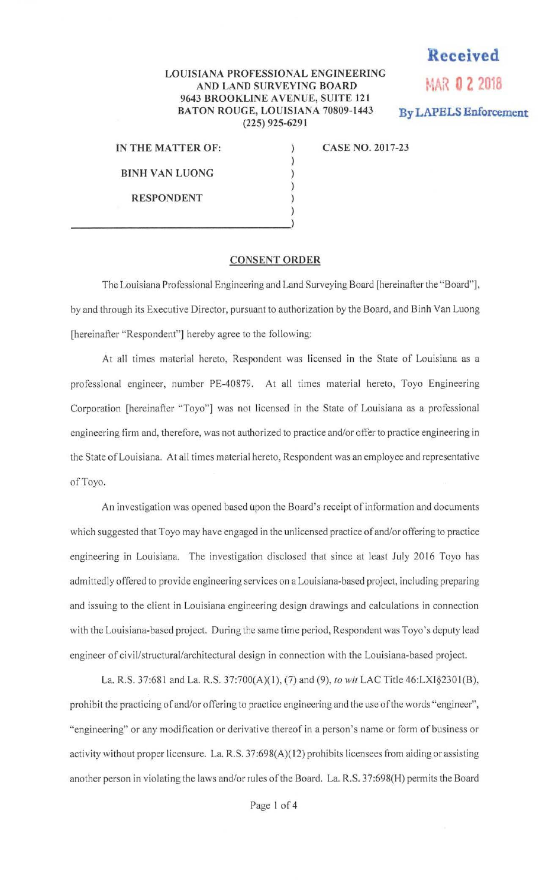**LOUISIANA PROFESSIONAL ENGINEERING AND LAND SURVEYING BOARD**
**9643 BROOKLINE AVENUE, SUITE 121**
**BATON ROUGE, LOUISIANA 70809-1443**
**(225) 925-6291**

**Received**
**MAR 02 2018**
**By LAPELS Enforcement**

| | | |
|---|---|---|
| **IN THE MATTER OF:** | ) | **CASE NO. 2017-23** |
| **BINH VAN LUONG** | ) | |
| **RESPONDENT** | ) | |

## CONSENT ORDER

The Louisiana Professional Engineering and Land Surveying Board [hereinafter the "Board"], by and through its Executive Director, pursuant to authorization by the Board, and Binh Van Luong [hereinafter "Respondent"] hereby agree to the following:

At all times material hereto, Respondent was licensed in the State of Louisiana as a professional engineer, number PE-40879. At all times material hereto, Toyo Engineering Corporation [hereinafter "Toyo"] was not licensed in the State of Louisiana as a professional engineering firm and, therefore, was not authorized to practice and/or offer to practice engineering in the State of Louisiana. At all times material hereto, Respondent was an employee and representative of Toyo.

An investigation was opened based upon the Board's receipt of information and documents which suggested that Toyo may have engaged in the unlicensed practice of and/or offering to practice engineering in Louisiana. The investigation disclosed that since at least July 2016 Toyo has admittedly offered to provide engineering services on a Louisiana-based project, including preparing and issuing to the client in Louisiana engineering design drawings and calculations in connection with the Louisiana-based project. During the same time period, Respondent was Toyo's deputy lead engineer of civil/structural/architectural design in connection with the Louisiana-based project.

La. R.S. 37:681 and La. R.S. 37:700(A)(1), (7) and (9), *to wit* LAC Title 46:LXI§2301(B), prohibit the practicing of and/or offering to practice engineering and the use of the words "engineer", "engineering" or any modification or derivative thereof in a person's name or form of business or activity without proper licensure. La. R.S. 37:698(A)(12) prohibits licensees from aiding or assisting another person in violating the laws and/or rules of the Board. La. R.S. 37:698(H) permits the Board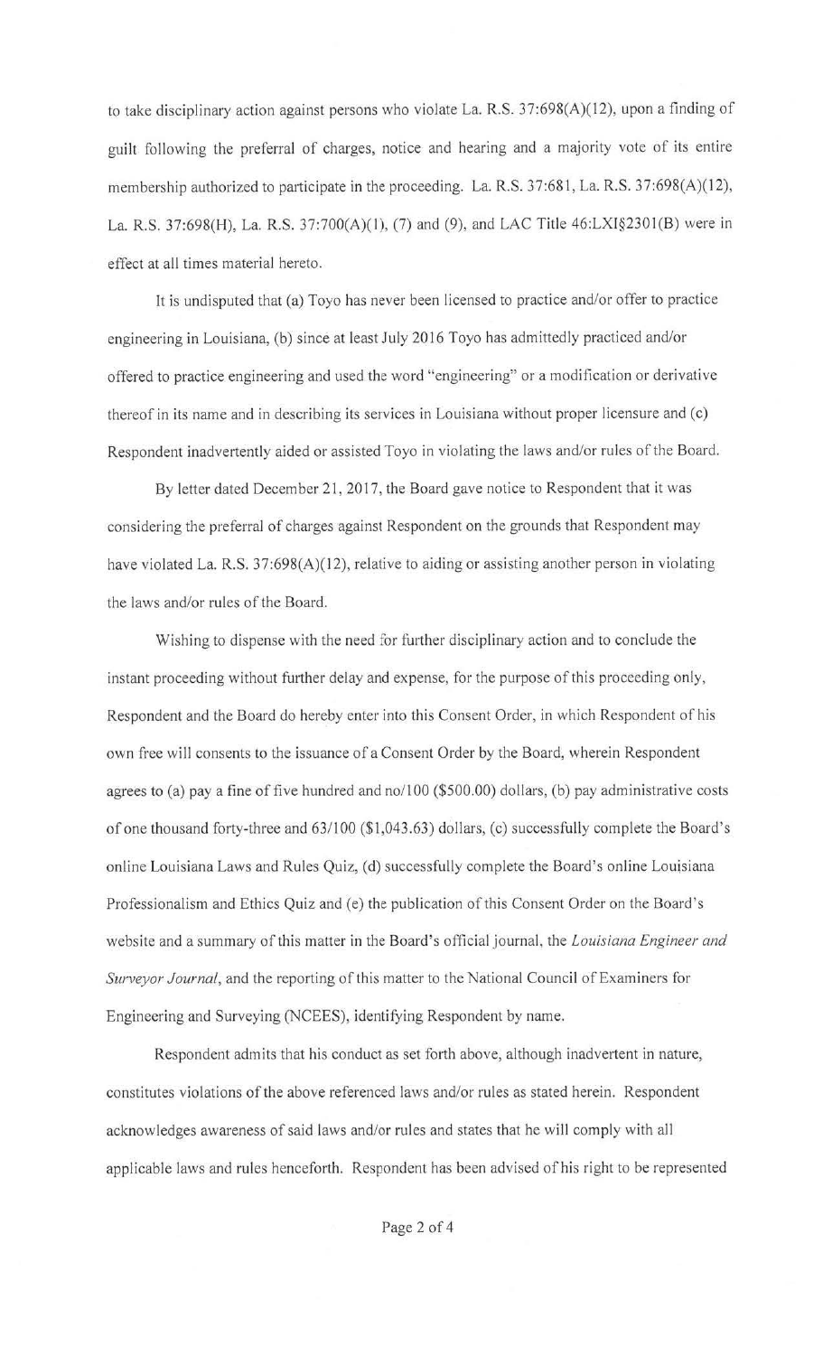to take disciplinary action against persons who violate La. R.S. 37:698(A)(12), upon a finding of guilt following the preferral of charges, notice and hearing and a majority vote of its entire membership authorized to participate in the proceeding. La. R.S. 37:681, La. R.S. 37:698(A)(12), La. R.S. 37:698(H), La. R.S. 37:700(A)(1), (7) and (9), and LAC Title 46:LXI§2301(B) were in effect at all times material hereto.

It is undisputed that (a) Toyo has never been licensed to practice and/or offer to practice engineering in Louisiana, (b) since at least July 2016 Toyo has admittedly practiced and/or offered to practice engineering and used the word "engineering" or a modification or derivative thereof in its name and in describing its services in Louisiana without proper licensure and (c) Respondent inadvertently aided or assisted Toyo in violating the laws and/or rules of the Board.

By letter dated December 21, 2017, the Board gave notice to Respondent that it was considering the preferral of charges against Respondent on the grounds that Respondent may have violated La. R.S. 37:698(A)(12), relative to aiding or assisting another person in violating the laws and/or rules of the Board.

Wishing to dispense with the need for further disciplinary action and to conclude the instant proceeding without further delay and expense, for the purpose of this proceeding only, Respondent and the Board do hereby enter into this Consent Order, in which Respondent of his own free will consents to the issuance of a Consent Order by the Board, wherein Respondent agrees to (a) pay a fine of five hundred and no/100 ($500.00) dollars, (b) pay administrative costs of one thousand forty-three and 63/100 ($1,043.63) dollars, (c) successfully complete the Board's online Louisiana Laws and Rules Quiz, (d) successfully complete the Board's online Louisiana Professionalism and Ethics Quiz and (e) the publication of this Consent Order on the Board's website and a summary of this matter in the Board's official journal, the *Louisiana Engineer and Surveyor Journal*, and the reporting of this matter to the National Council of Examiners for Engineering and Surveying (NCEES), identifying Respondent by name.

Respondent admits that his conduct as set forth above, although inadvertent in nature, constitutes violations of the above referenced laws and/or rules as stated herein. Respondent acknowledges awareness of said laws and/or rules and states that he will comply with all applicable laws and rules henceforth. Respondent has been advised of his right to be represented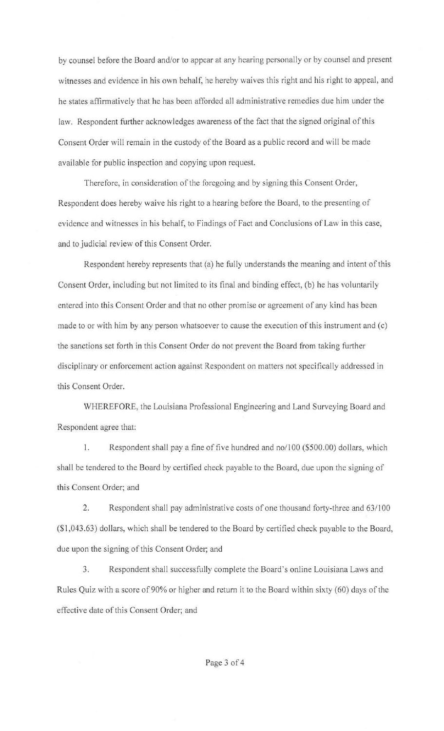by counsel before the Board and/or to appear at any hearing personally or by counsel and present witnesses and evidence in his own behalf, he hereby waives this right and his right to appeal, and he states affirmatively that he has been afforded all administrative remedies due him under the law. Respondent further acknowledges awareness of the fact that the signed original of this Consent Order will remain in the custody of the Board as a public record and will be made available for public inspection and copying upon request.

Therefore, in consideration of the foregoing and by signing this Consent Order, Respondent does hereby waive his right to a hearing before the Board, to the presenting of evidence and witnesses in his behalf, to Findings of Fact and Conclusions of Law in this case, and to judicial review of this Consent Order.

Respondent hereby represents that (a) he fully understands the meaning and intent of this Consent Order, including but not limited to its final and binding effect, (b) he has voluntarily entered into this Consent Order and that no other promise or agreement of any kind has been made to or with him by any person whatsoever to cause the execution of this instrument and (c) the sanctions set forth in this Consent Order do not prevent the Board from taking further disciplinary or enforcement action against Respondent on matters not specifically addressed in this Consent Order.

WHEREFORE, the Louisiana Professional Engineering and Land Surveying Board and Respondent agree that:

1. Respondent shall pay a fine of five hundred and no/100 ($500.00) dollars, which shall be tendered to the Board by certified check payable to the Board, due upon the signing of this Consent Order; and

2. Respondent shall pay administrative costs of one thousand forty-three and 63/100 ($1,043.63) dollars, which shall be tendered to the Board by certified check payable to the Board, due upon the signing of this Consent Order; and

3. Respondent shall successfully complete the Board's online Louisiana Laws and Rules Quiz with a score of 90% or higher and return it to the Board within sixty (60) days of the effective date of this Consent Order; and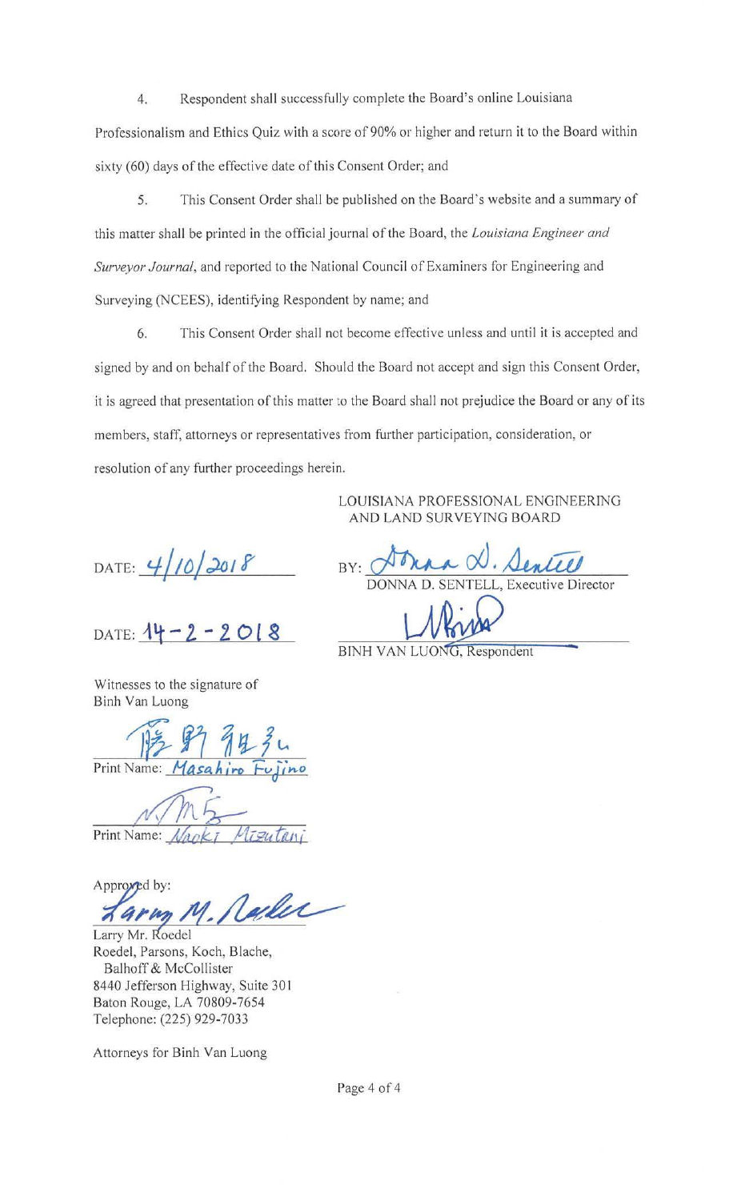4. Respondent shall successfully complete the Board's online Louisiana Professionalism and Ethics Quiz with a score of 90% or higher and return it to the Board within sixty (60) days of the effective date of this Consent Order; and

5. This Consent Order shall be published on the Board's website and a summary of this matter shall be printed in the official journal of the Board, the *Louisiana Engineer and Surveyor Journal*, and reported to the National Council of Examiners for Engineering and Surveying (NCEES), identifying Respondent by name; and

6. This Consent Order shall not become effective unless and until it is accepted and signed by and on behalf of the Board. Should the Board not accept and sign this Consent Order, it is agreed that presentation of this matter to the Board shall not prejudice the Board or any of its members, staff, attorneys or representatives from further participation, consideration, or resolution of any further proceedings herein.

LOUISIANA PROFESSIONAL ENGINEERING AND LAND SURVEYING BOARD

DATE: 4/10/2018

BY: Donna D. Sentell
DONNA D. SENTELL, Executive Director

DATE: 14-2-2018

BINH VAN LUONG, Respondent

Witnesses to the signature of Binh Van Luong

Print Name: Masahiro Fujino

Print Name: Naoki Mizutani

Approved by:

Larry M. Roedel

Larry Mr. Roedel
Roedel, Parsons, Koch, Blache, Balhoff & McCollister
8440 Jefferson Highway, Suite 301
Baton Rouge, LA 70809-7654
Telephone: (225) 929-7033

Attorneys for Binh Van Luong